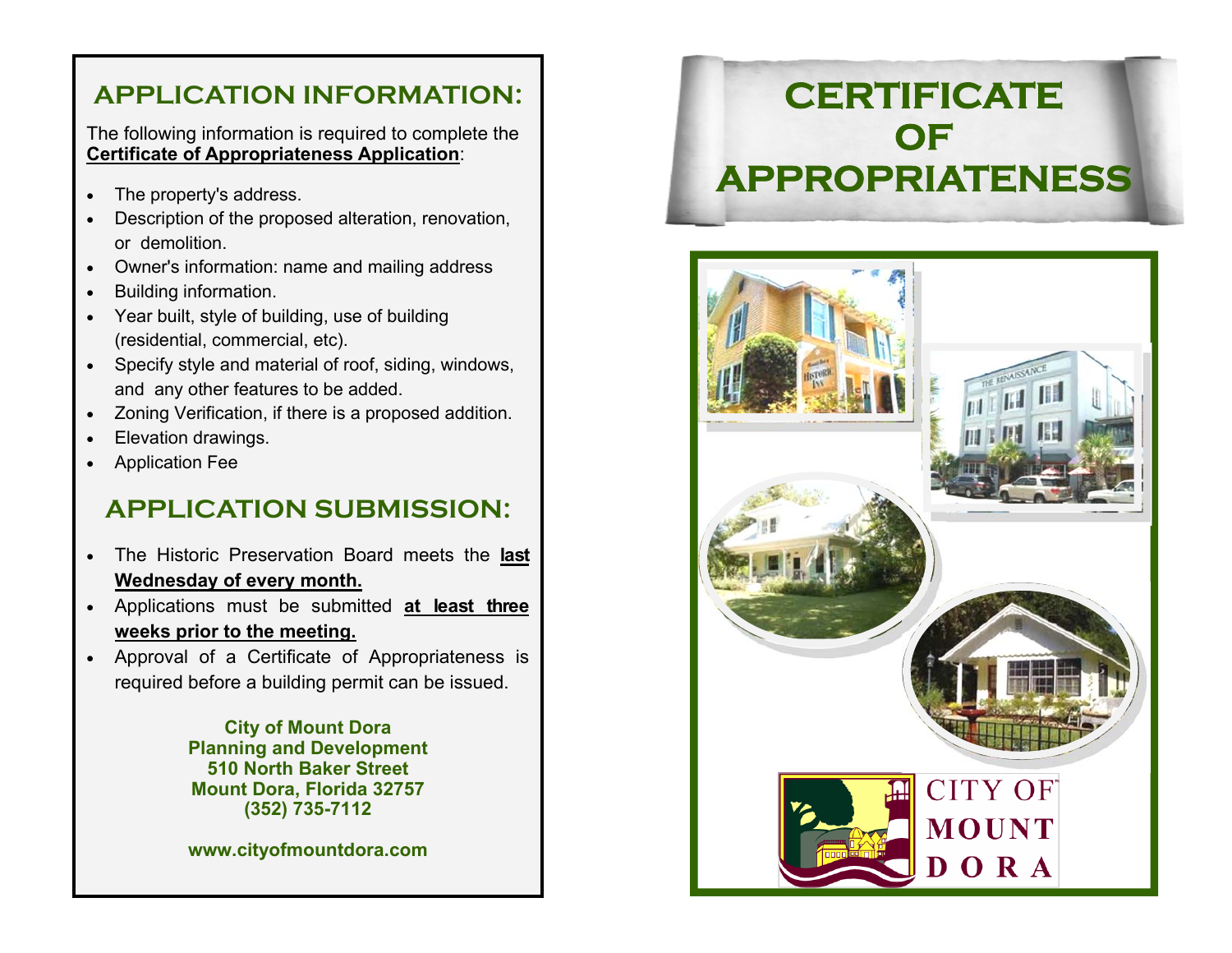## APPLICATION INFORMATION:

The following information is required to complete the **Certificate of Appropriateness Application**:

- The property's address.
- Description of the proposed alteration, renovation, or demolition.
- Owner's information: name and mailing address
- Building information.
- Year built, style of building, use of building (residential, commercial, etc).
- Specify style and material of roof, siding, windows, and any other features to be added.
- Zoning Verification, if there is a proposed addition.
- Elevation drawings.
- Application Fee

## APPLICATION SUBMISSION:

- The Historic Preservation Board meets the **last Wednesday of every month.**
- Applications must be submitted **at least three weeks prior to the meeting.**
- Approval of a Certificate of Appropriateness is required before a building permit can be issued.

**City of Mount Dora**
**Planning and Development**
**510 North Baker Street**
**Mount Dora, Florida 32757**
**(352) 735-7112**

**www.cityofmountdora.com**

# CERTIFICATE OF APPROPRIATENESS

CITY OF MOUNT DORA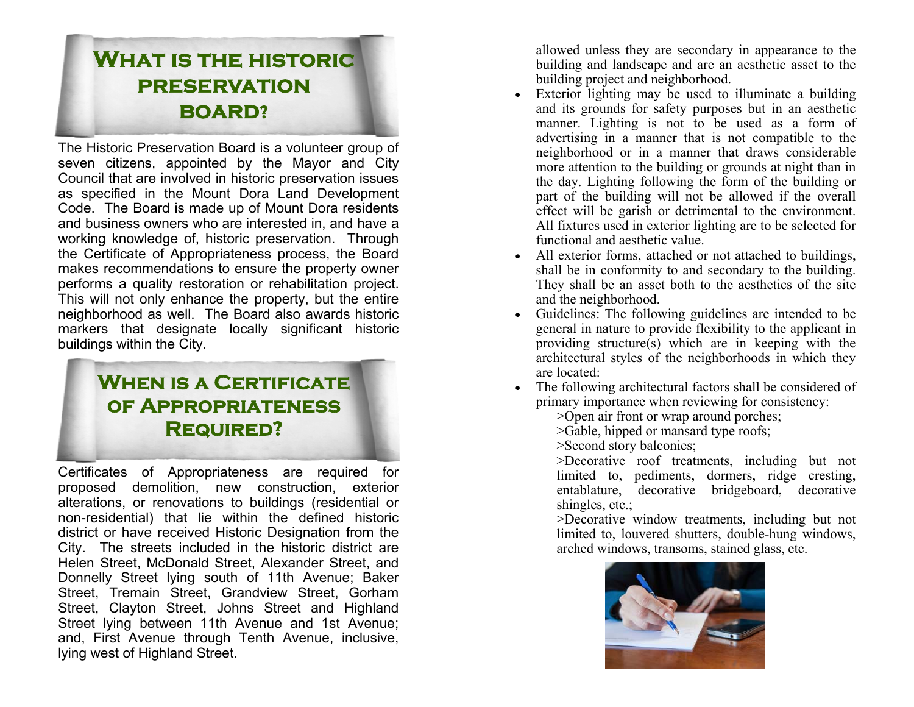# What is the historic preservation board?

The Historic Preservation Board is a volunteer group of seven citizens, appointed by the Mayor and City Council that are involved in historic preservation issues as specified in the Mount Dora Land Development Code. The Board is made up of Mount Dora residents and business owners who are interested in, and have a working knowledge of, historic preservation. Through the Certificate of Appropriateness process, the Board makes recommendations to ensure the property owner performs a quality restoration or rehabilitation project. This will not only enhance the property, but the entire neighborhood as well. The Board also awards historic markers that designate locally significant historic buildings within the City.

# When is a Certificate of Appropriateness Required?

Certificates of Appropriateness are required for proposed demolition, new construction, exterior alterations, or renovations to buildings (residential or non-residential) that lie within the defined historic district or have received Historic Designation from the City. The streets included in the historic district are Helen Street, McDonald Street, Alexander Street, and Donnelly Street lying south of 11th Avenue; Baker Street, Tremain Street, Grandview Street, Gorham Street, Clayton Street, Johns Street and Highland Street lying between 11th Avenue and 1st Avenue; and, First Avenue through Tenth Avenue, inclusive, lying west of Highland Street.

allowed unless they are secondary in appearance to the building and landscape and are an aesthetic asset to the building project and neighborhood.

- Exterior lighting may be used to illuminate a building and its grounds for safety purposes but in an aesthetic manner. Lighting is not to be used as a form of advertising in a manner that is not compatible to the neighborhood or in a manner that draws considerable more attention to the building or grounds at night than in the day. Lighting following the form of the building or part of the building will not be allowed if the overall effect will be garish or detrimental to the environment. All fixtures used in exterior lighting are to be selected for functional and aesthetic value.
- All exterior forms, attached or not attached to buildings, shall be in conformity to and secondary to the building. They shall be an asset both to the aesthetics of the site and the neighborhood.
- Guidelines: The following guidelines are intended to be general in nature to provide flexibility to the applicant in providing structure(s) which are in keeping with the architectural styles of the neighborhoods in which they are located:
- The following architectural factors shall be considered of primary importance when reviewing for consistency:
  >Open air front or wrap around porches;
  >Gable, hipped or mansard type roofs;
  >Second story balconies;
  >Decorative roof treatments, including but not limited to, pediments, dormers, ridge cresting, entablature, decorative bridgeboard, decorative shingles, etc.;
  >Decorative window treatments, including but not limited to, louvered shutters, double-hung windows, arched windows, transoms, stained glass, etc.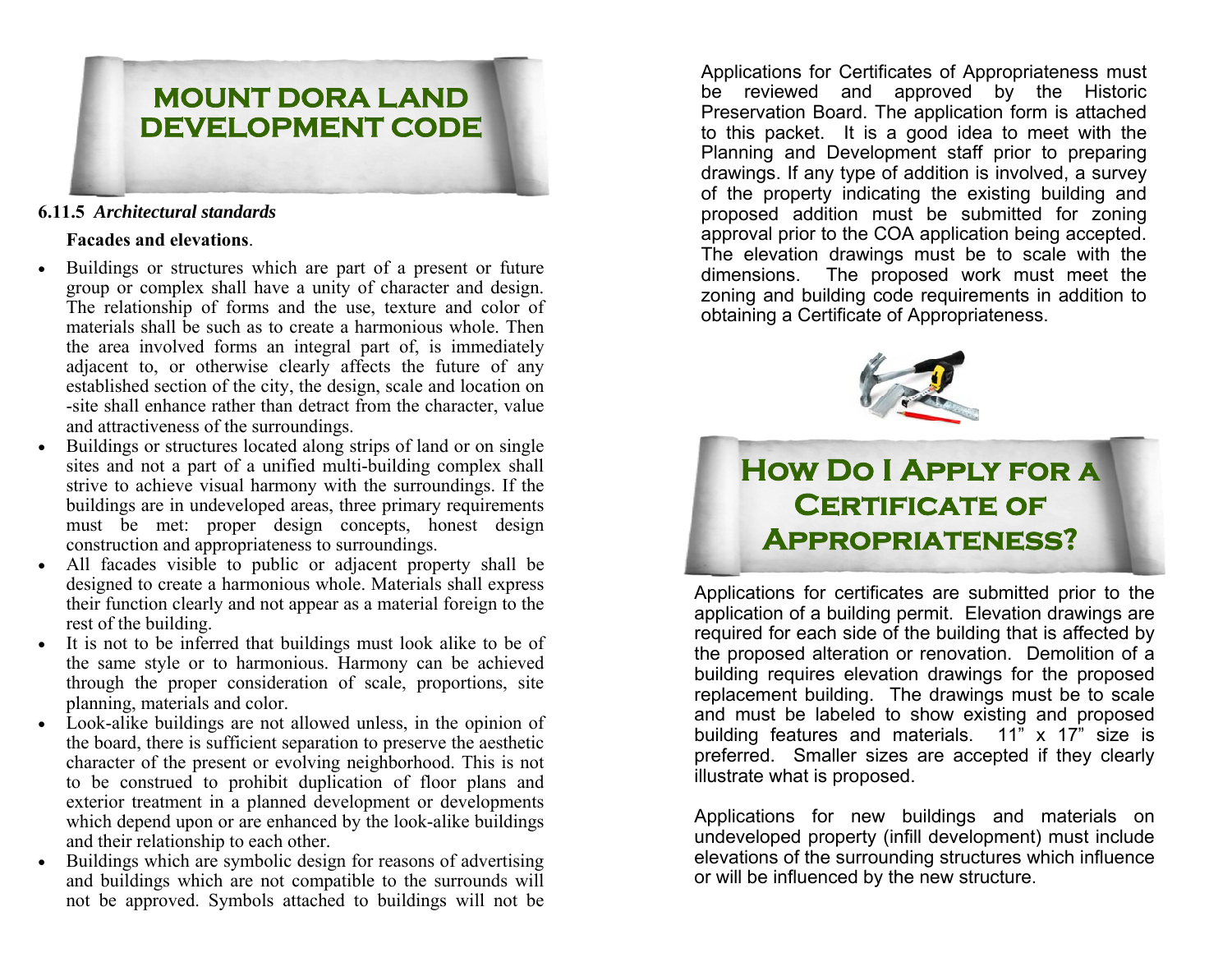# MOUNT DORA LAND DEVELOPMENT CODE

**6.11.5** ***Architectural standards***

**Facades and elevations**.

- Buildings or structures which are part of a present or future group or complex shall have a unity of character and design. The relationship of forms and the use, texture and color of materials shall be such as to create a harmonious whole. Then the area involved forms an integral part of, is immediately adjacent to, or otherwise clearly affects the future of any established section of the city, the design, scale and location on -site shall enhance rather than detract from the character, value and attractiveness of the surroundings.
- Buildings or structures located along strips of land or on single sites and not a part of a unified multi-building complex shall strive to achieve visual harmony with the surroundings. If the buildings are in undeveloped areas, three primary requirements must be met: proper design concepts, honest design construction and appropriateness to surroundings.
- All facades visible to public or adjacent property shall be designed to create a harmonious whole. Materials shall express their function clearly and not appear as a material foreign to the rest of the building.
- It is not to be inferred that buildings must look alike to be of the same style or to harmonious. Harmony can be achieved through the proper consideration of scale, proportions, site planning, materials and color.
- Look-alike buildings are not allowed unless, in the opinion of the board, there is sufficient separation to preserve the aesthetic character of the present or evolving neighborhood. This is not to be construed to prohibit duplication of floor plans and exterior treatment in a planned development or developments which depend upon or are enhanced by the look-alike buildings and their relationship to each other.
- Buildings which are symbolic design for reasons of advertising and buildings which are not compatible to the surrounds will not be approved. Symbols attached to buildings will not be

Applications for Certificates of Appropriateness must be reviewed and approved by the Historic Preservation Board. The application form is attached to this packet. It is a good idea to meet with the Planning and Development staff prior to preparing drawings. If any type of addition is involved, a survey of the property indicating the existing building and proposed addition must be submitted for zoning approval prior to the COA application being accepted. The elevation drawings must be to scale with the dimensions. The proposed work must meet the zoning and building code requirements in addition to obtaining a Certificate of Appropriateness.

# How Do I Apply for a Certificate of Appropriateness?

Applications for certificates are submitted prior to the application of a building permit. Elevation drawings are required for each side of the building that is affected by the proposed alteration or renovation. Demolition of a building requires elevation drawings for the proposed replacement building. The drawings must be to scale and must be labeled to show existing and proposed building features and materials. 11" x 17" size is preferred. Smaller sizes are accepted if they clearly illustrate what is proposed.

Applications for new buildings and materials on undeveloped property (infill development) must include elevations of the surrounding structures which influence or will be influenced by the new structure.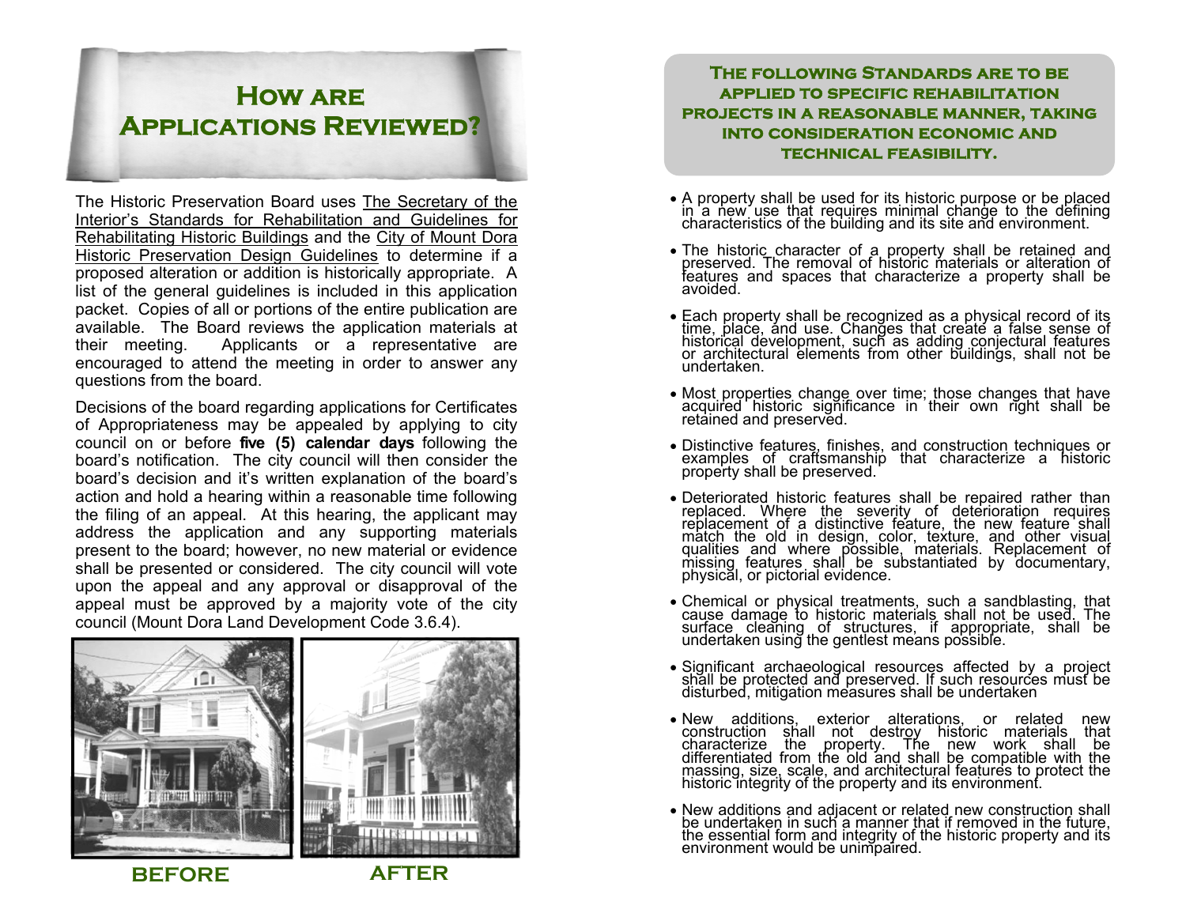# How are Applications Reviewed?

The Historic Preservation Board uses The Secretary of the Interior's Standards for Rehabilitation and Guidelines for Rehabilitating Historic Buildings and the City of Mount Dora Historic Preservation Design Guidelines to determine if a proposed alteration or addition is historically appropriate. A list of the general guidelines is included in this application packet. Copies of all or portions of the entire publication are available. The Board reviews the application materials at their meeting. Applicants or a representative are encouraged to attend the meeting in order to answer any questions from the board.

Decisions of the board regarding applications for Certificates of Appropriateness may be appealed by applying to city council on or before **five (5) calendar days** following the board's notification. The city council will then consider the board's decision and it's written explanation of the board's action and hold a hearing within a reasonable time following the filing of an appeal. At this hearing, the applicant may address the application and any supporting materials present to the board; however, no new material or evidence shall be presented or considered. The city council will vote upon the appeal and any approval or disapproval of the appeal must be approved by a majority vote of the city council (Mount Dora Land Development Code 3.6.4).

**BEFORE** **AFTER**

## The following Standards are to be applied to specific rehabilitation projects in a reasonable manner, taking into consideration economic and technical feasibility.

- A property shall be used for its historic purpose or be placed in a new use that requires minimal change to the defining characteristics of the building and its site and environment.
- The historic character of a property shall be retained and preserved. The removal of historic materials or alteration of features and spaces that characterize a property shall be avoided.
- Each property shall be recognized as a physical record of its time, place, and use. Changes that create a false sense of historical development, such as adding conjectural features or architectural elements from other buildings, shall not be undertaken.
- Most properties change over time; those changes that have acquired historic significance in their own right shall be retained and preserved.
- Distinctive features, finishes, and construction techniques or examples of craftsmanship that characterize a historic property shall be preserved.
- Deteriorated historic features shall be repaired rather than replaced. Where the severity of deterioration requires replacement of a distinctive feature, the new feature shall match the old in design, color, texture, and other visual qualities and where possible, materials. Replacement of missing features shall be substantiated by documentary, physical, or pictorial evidence.
- Chemical or physical treatments, such a sandblasting, that cause damage to historic materials shall not be used. The surface cleaning of structures, if appropriate, shall be undertaken using the gentlest means possible.
- Significant archaeological resources affected by a project shall be protected and preserved. If such resources must be disturbed, mitigation measures shall be undertaken
- New additions, exterior alterations, or related new construction shall not destroy historic materials that characterize the property. The new work shall be differentiated from the old and shall be compatible with the massing, size, scale, and architectural features to protect the historic integrity of the property and its environment.
- New additions and adjacent or related new construction shall be undertaken in such a manner that if removed in the future, the essential form and integrity of the historic property and its environment would be unimpaired.